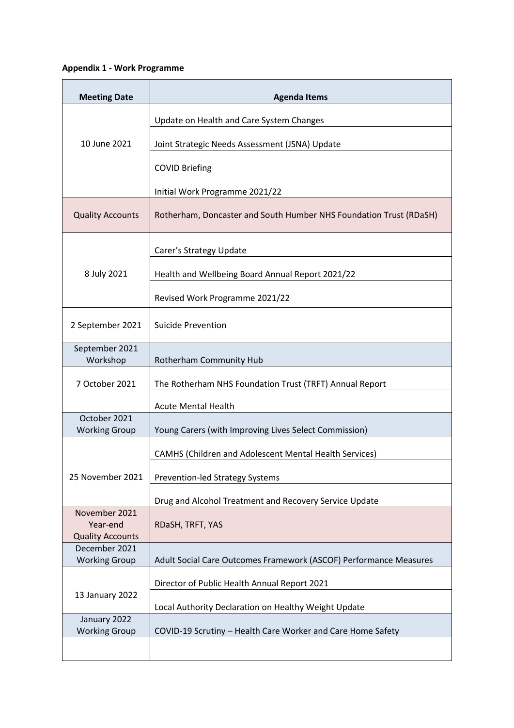**Appendix 1 - Work Programme**

| Meeting Date | Agenda Items |
|---|---|
| 10 June 2021 | Update on Health and Care System Changes |
| | Joint Strategic Needs Assessment (JSNA) Update |
| | COVID Briefing |
| | Initial Work Programme 2021/22 |
| Quality Accounts | Rotherham, Doncaster and South Humber NHS Foundation Trust (RDaSH) |
| 8 July 2021 | Carer's Strategy Update |
| | Health and Wellbeing Board Annual Report 2021/22 |
| | Revised Work Programme 2021/22 |
| 2 September 2021 | Suicide Prevention |
| September 2021 Workshop | Rotherham Community Hub |
| 7 October 2021 | The Rotherham NHS Foundation Trust (TRFT) Annual Report |
| | Acute Mental Health |
| October 2021 Working Group | Young Carers (with Improving Lives Select Commission) |
| 25 November 2021 | CAMHS (Children and Adolescent Mental Health Services) |
| | Prevention-led Strategy Systems |
| | Drug and Alcohol Treatment and Recovery Service Update |
| November 2021 Year-end Quality Accounts | RDaSH, TRFT, YAS |
| December 2021 Working Group | Adult Social Care Outcomes Framework (ASCOF) Performance Measures |
| 13 January 2022 | Director of Public Health Annual Report 2021 |
| | Local Authority Declaration on Healthy Weight Update |
| January 2022 Working Group | COVID-19 Scrutiny – Health Care Worker and Care Home Safety |
| | |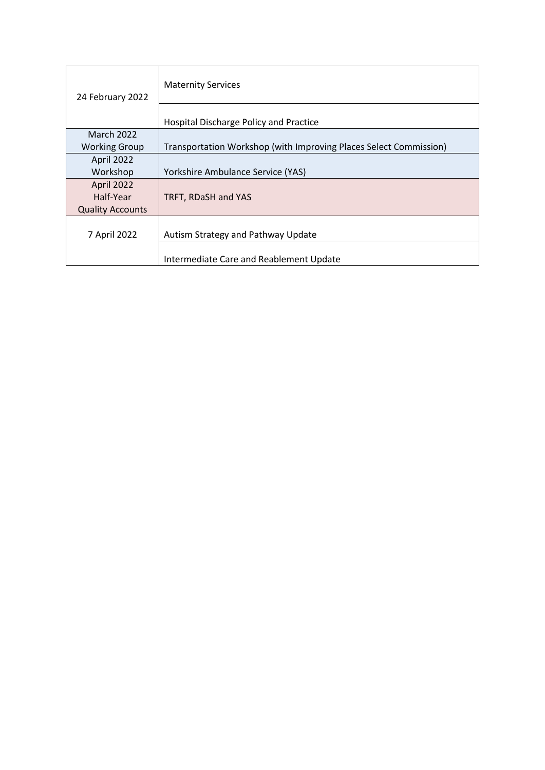| | |
|---|---|
| 24 February 2022 | Maternity Services |
| | Hospital Discharge Policy and Practice |
| March 2022 Working Group | Transportation Workshop (with Improving Places Select Commission) |
| April 2022 Workshop | Yorkshire Ambulance Service (YAS) |
| April 2022 Half-Year Quality Accounts | TRFT, RDaSH and YAS |
| 7 April 2022 | Autism Strategy and Pathway Update |
| | Intermediate Care and Reablement Update |